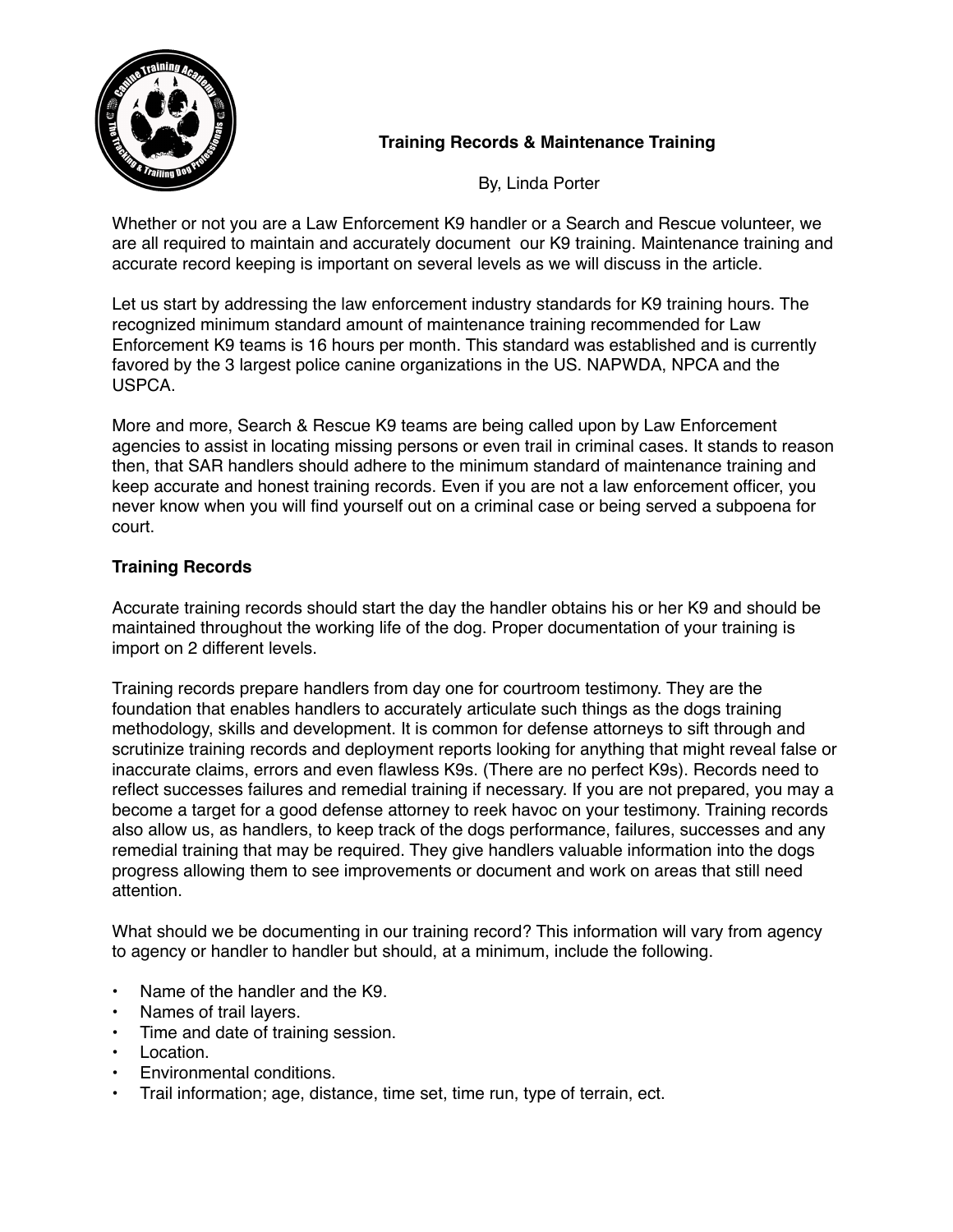# Training Records & Maintenance Training

By, Linda Porter

Whether or not you are a Law Enforcement K9 handler or a Search and Rescue volunteer, we are all required to maintain and accurately document  our K9 training. Maintenance training and accurate record keeping is important on several levels as we will discuss in the article.

Let us start by addressing the law enforcement industry standards for K9 training hours. The recognized minimum standard amount of maintenance training recommended for Law Enforcement K9 teams is 16 hours per month. This standard was established and is currently favored by the 3 largest police canine organizations in the US. NAPWDA, NPCA and the USPCA.

More and more, Search & Rescue K9 teams are being called upon by Law Enforcement agencies to assist in locating missing persons or even trail in criminal cases. It stands to reason then, that SAR handlers should adhere to the minimum standard of maintenance training and keep accurate and honest training records. Even if you are not a law enforcement officer, you never know when you will find yourself out on a criminal case or being served a subpoena for court.

## Training Records

Accurate training records should start the day the handler obtains his or her K9 and should be maintained throughout the working life of the dog. Proper documentation of your training is import on 2 different levels.

Training records prepare handlers from day one for courtroom testimony. They are the foundation that enables handlers to accurately articulate such things as the dogs training methodology, skills and development. It is common for defense attorneys to sift through and scrutinize training records and deployment reports looking for anything that might reveal false or inaccurate claims, errors and even flawless K9s. (There are no perfect K9s). Records need to reflect successes failures and remedial training if necessary. If you are not prepared, you may a become a target for a good defense attorney to reek havoc on your testimony. Training records also allow us, as handlers, to keep track of the dogs performance, failures, successes and any remedial training that may be required. They give handlers valuable information into the dogs progress allowing them to see improvements or document and work on areas that still need attention.

What should we be documenting in our training record? This information will vary from agency to agency or handler to handler but should, at a minimum, include the following.

- Name of the handler and the K9.
- Names of trail layers.
- Time and date of training session.
- Location.
- Environmental conditions.
- Trail information; age, distance, time set, time run, type of terrain, ect.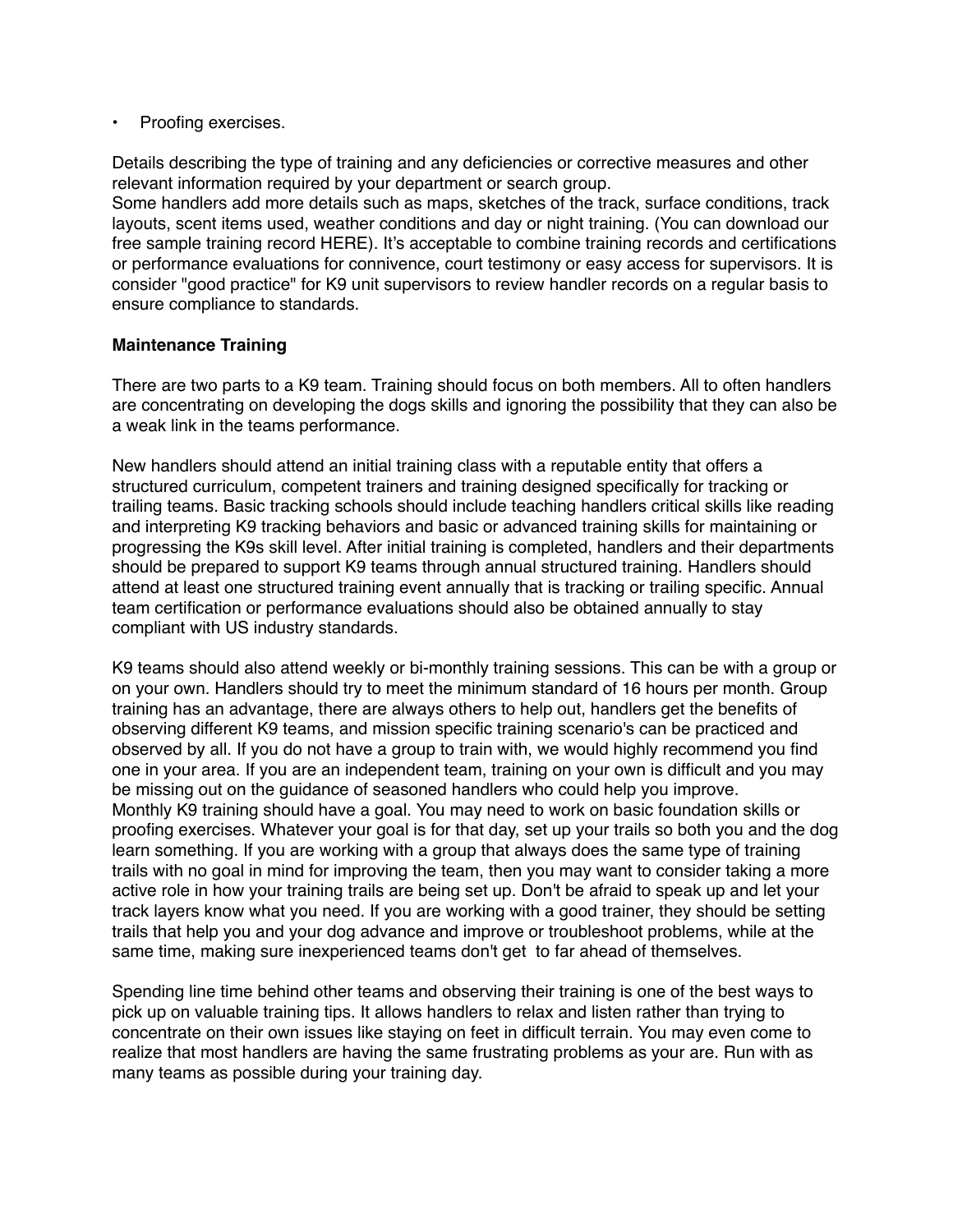- Proofing exercises.

Details describing the type of training and any deficiencies or corrective measures and other relevant information required by your department or search group.
Some handlers add more details such as maps, sketches of the track, surface conditions, track layouts, scent items used, weather conditions and day or night training. (You can download our free sample training record HERE). It's acceptable to combine training records and certifications or performance evaluations for connivence, court testimony or easy access for supervisors. It is consider "good practice" for K9 unit supervisors to review handler records on a regular basis to ensure compliance to standards.

**Maintenance Training**

There are two parts to a K9 team. Training should focus on both members. All to often handlers are concentrating on developing the dogs skills and ignoring the possibility that they can also be a weak link in the teams performance.

New handlers should attend an initial training class with a reputable entity that offers a structured curriculum, competent trainers and training designed specifically for tracking or trailing teams. Basic tracking schools should include teaching handlers critical skills like reading and interpreting K9 tracking behaviors and basic or advanced training skills for maintaining or progressing the K9s skill level. After initial training is completed, handlers and their departments should be prepared to support K9 teams through annual structured training. Handlers should attend at least one structured training event annually that is tracking or trailing specific. Annual team certification or performance evaluations should also be obtained annually to stay compliant with US industry standards.

K9 teams should also attend weekly or bi-monthly training sessions. This can be with a group or on your own. Handlers should try to meet the minimum standard of 16 hours per month. Group training has an advantage, there are always others to help out, handlers get the benefits of observing different K9 teams, and mission specific training scenario's can be practiced and observed by all. If you do not have a group to train with, we would highly recommend you find one in your area. If you are an independent team, training on your own is difficult and you may be missing out on the guidance of seasoned handlers who could help you improve.
Monthly K9 training should have a goal. You may need to work on basic foundation skills or proofing exercises. Whatever your goal is for that day, set up your trails so both you and the dog learn something. If you are working with a group that always does the same type of training trails with no goal in mind for improving the team, then you may want to consider taking a more active role in how your training trails are being set up. Don't be afraid to speak up and let your track layers know what you need. If you are working with a good trainer, they should be setting trails that help you and your dog advance and improve or troubleshoot problems, while at the same time, making sure inexperienced teams don't get to far ahead of themselves.

Spending line time behind other teams and observing their training is one of the best ways to pick up on valuable training tips. It allows handlers to relax and listen rather than trying to concentrate on their own issues like staying on feet in difficult terrain. You may even come to realize that most handlers are having the same frustrating problems as your are. Run with as many teams as possible during your training day.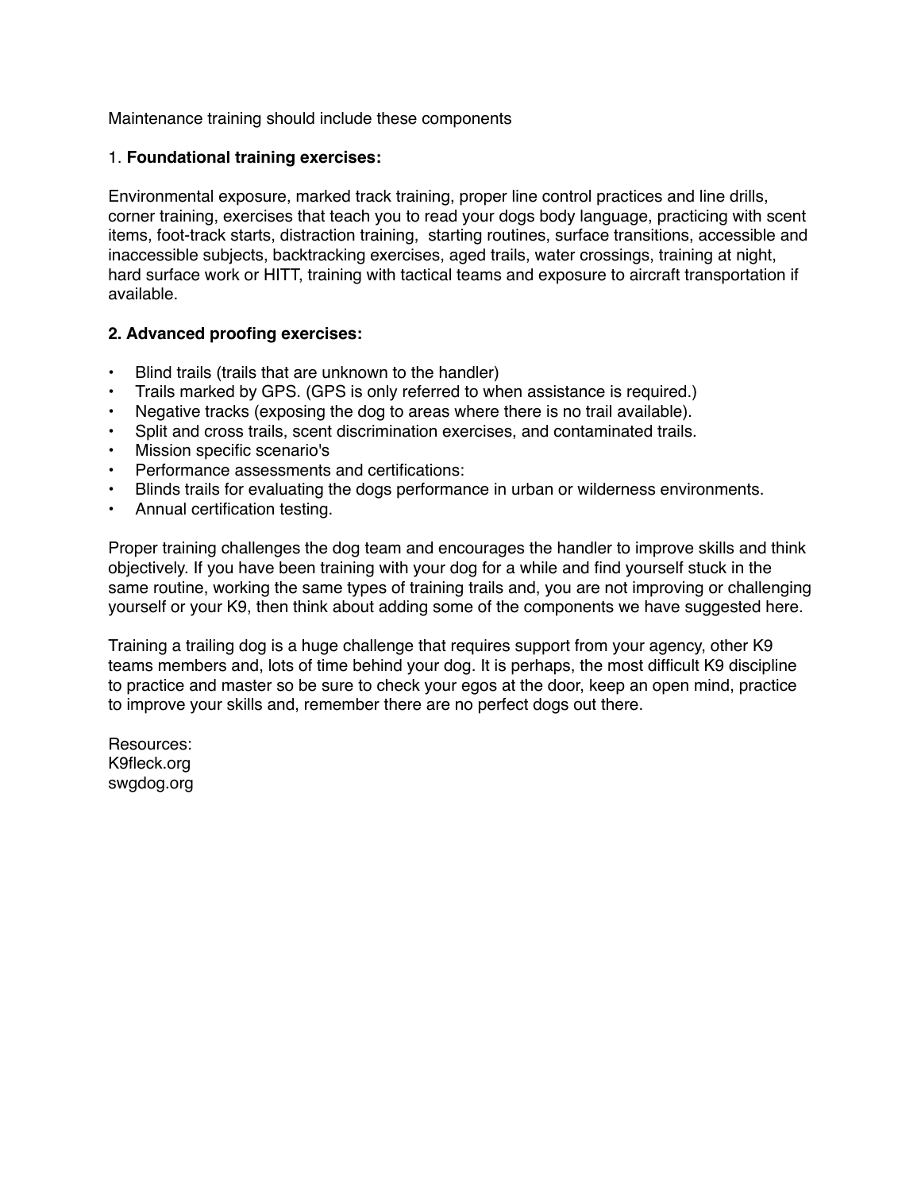Maintenance training should include these components

1. **Foundational training exercises:**

Environmental exposure, marked track training, proper line control practices and line drills, corner training, exercises that teach you to read your dogs body language, practicing with scent items, foot-track starts, distraction training, starting routines, surface transitions, accessible and inaccessible subjects, backtracking exercises, aged trails, water crossings, training at night, hard surface work or HITT, training with tactical teams and exposure to aircraft transportation if available.

**2. Advanced proofing exercises:**

- Blind trails (trails that are unknown to the handler)
- Trails marked by GPS. (GPS is only referred to when assistance is required.)
- Negative tracks (exposing the dog to areas where there is no trail available).
- Split and cross trails, scent discrimination exercises, and contaminated trails.
- Mission specific scenario's
- Performance assessments and certifications:
- Blinds trails for evaluating the dogs performance in urban or wilderness environments.
- Annual certification testing.

Proper training challenges the dog team and encourages the handler to improve skills and think objectively. If you have been training with your dog for a while and find yourself stuck in the same routine, working the same types of training trails and, you are not improving or challenging yourself or your K9, then think about adding some of the components we have suggested here.

Training a trailing dog is a huge challenge that requires support from your agency, other K9 teams members and, lots of time behind your dog. It is perhaps, the most difficult K9 discipline to practice and master so be sure to check your egos at the door, keep an open mind, practice to improve your skills and, remember there are no perfect dogs out there.

Resources:
K9fleck.org
swgdog.org